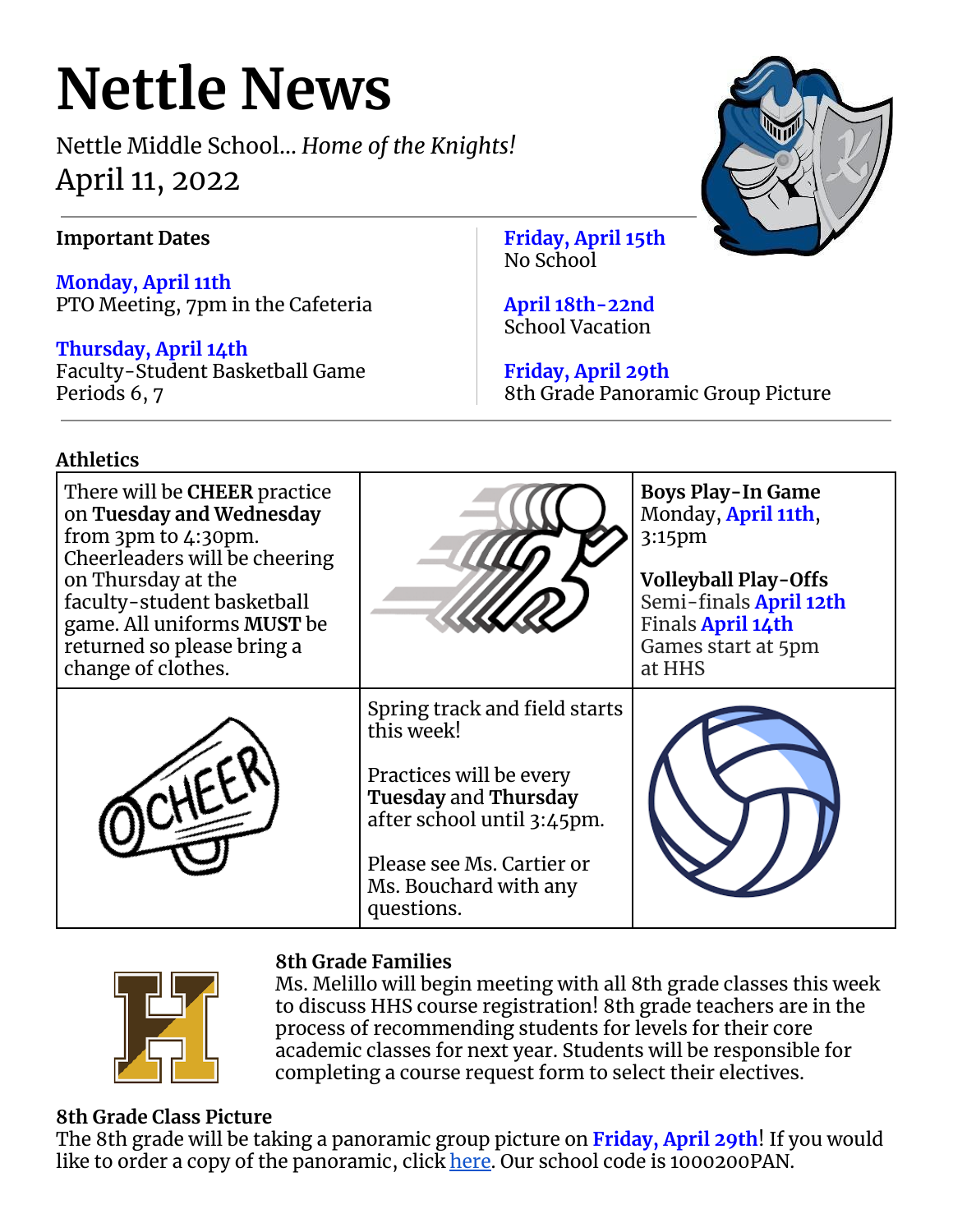# Nettle News

Nettle Middle School... *Home of the Knights!*

April 11, 2022

**Important Dates**

**Monday, April 11th**
PTO Meeting, 7pm in the Cafeteria

**Thursday, April 14th**
Faculty-Student Basketball Game
Periods 6, 7

**Friday, April 15th**
No School

**April 18th-22nd**
School Vacation

**Friday, April 29th**
8th Grade Panoramic Group Picture

**Athletics**

There will be **CHEER** practice on **Tuesday and Wednesday** from 3pm to 4:30pm. Cheerleaders will be cheering on Thursday at the faculty-student basketball game. All uniforms **MUST** be returned so please bring a change of clothes.

**Boys Play-In Game**
Monday, **April 11th**, 3:15pm

**Volleyball Play-Offs**
Semi-finals **April 12th**
Finals **April 14th**
Games start at 5pm at HHS

Spring track and field starts this week!

Practices will be every **Tuesday** and **Thursday** after school until 3:45pm.

Please see Ms. Cartier or Ms. Bouchard with any questions.

**8th Grade Families**

Ms. Melillo will begin meeting with all 8th grade classes this week to discuss HHS course registration! 8th grade teachers are in the process of recommending students for levels for their core academic classes for next year. Students will be responsible for completing a course request form to select their electives.

**8th Grade Class Picture**

The 8th grade will be taking a panoramic group picture on **Friday, April 29th**! If you would like to order a copy of the panoramic, click here. Our school code is 1000200PAN.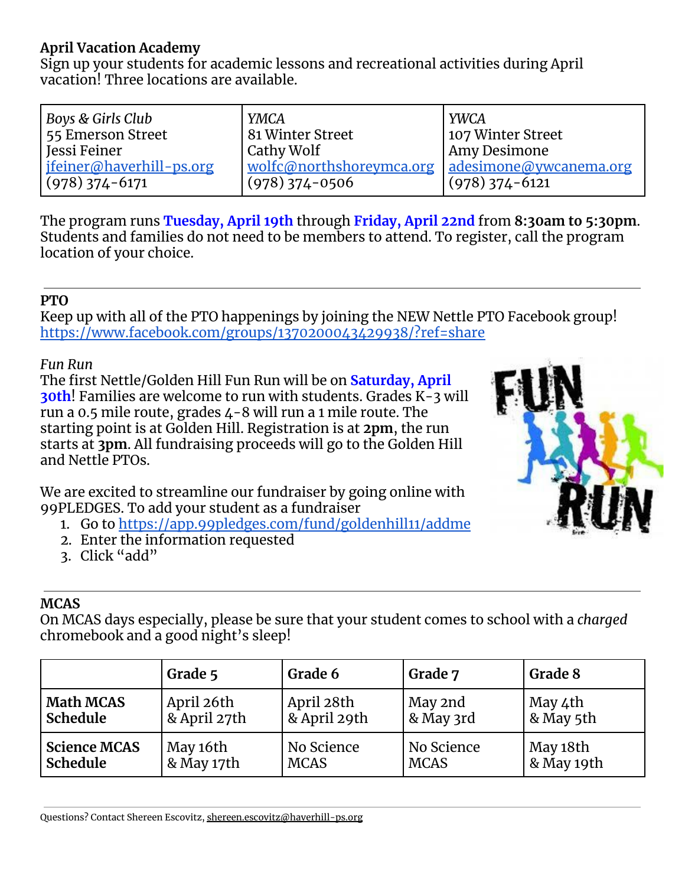**April Vacation Academy**
Sign up your students for academic lessons and recreational activities during April vacation! Three locations are available.

| | | |
|---|---|---|
| *Boys & Girls Club*<br>55 Emerson Street<br>Jessi Feiner<br>jfeiner@haverhill-ps.org<br>(978) 374-6171 | *YMCA*<br>81 Winter Street<br>Cathy Wolf<br>wolfc@northshoreymca.org<br>(978) 374-0506 | *YWCA*<br>107 Winter Street<br>Amy Desimone<br>adesimone@ywcanema.org<br>(978) 374-6121 |

The program runs **Tuesday, April 19th** through **Friday, April 22nd** from **8:30am to 5:30pm**. Students and families do not need to be members to attend. To register, call the program location of your choice.

---

**PTO**
Keep up with all of the PTO happenings by joining the NEW Nettle PTO Facebook group!
https://www.facebook.com/groups/1370200043429938/?ref=share

*Fun Run*
The first Nettle/Golden Hill Fun Run will be on **Saturday, April 30th**! Families are welcome to run with students. Grades K-3 will run a 0.5 mile route, grades 4-8 will run a 1 mile route. The starting point is at Golden Hill. Registration is at **2pm**, the run starts at **3pm**. All fundraising proceeds will go to the Golden Hill and Nettle PTOs.

We are excited to streamline our fundraiser by going online with 99PLEDGES. To add your student as a fundraiser

1. Go to https://app.99pledges.com/fund/goldenhill11/addme
2. Enter the information requested
3. Click "add"

---

**MCAS**
On MCAS days especially, please be sure that your student comes to school with a *charged* chromebook and a good night's sleep!

| | Grade 5 | Grade 6 | Grade 7 | Grade 8 |
|---|---|---|---|---|
| **Math MCAS Schedule** | April 26th & April 27th | April 28th & April 29th | May 2nd & May 3rd | May 4th & May 5th |
| **Science MCAS Schedule** | May 16th & May 17th | No Science MCAS | No Science MCAS | May 18th & May 19th |

---

Questions? Contact Shereen Escovitz, shereen.escovitz@haverhill-ps.org